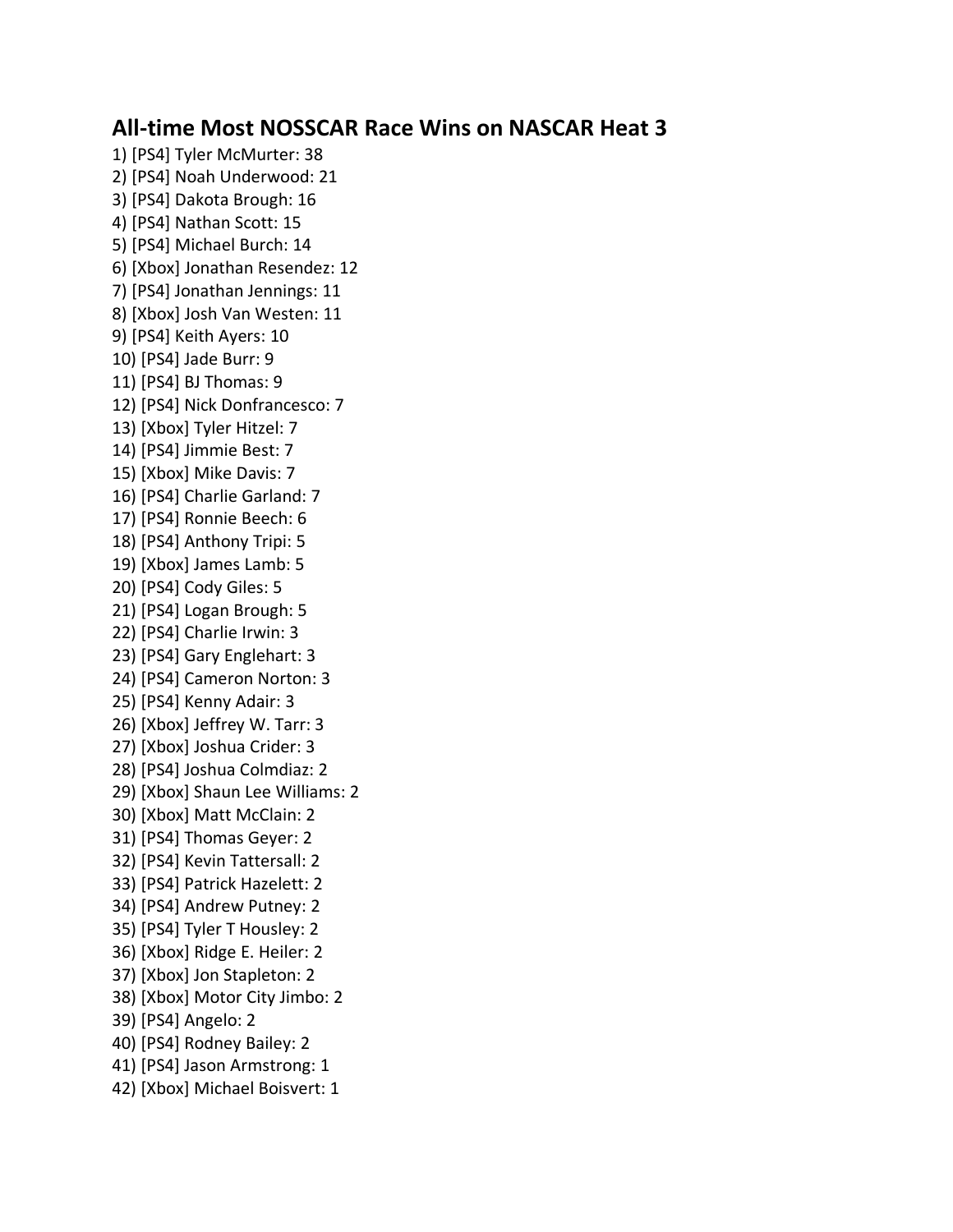## All-time Most NOSSCAR Race Wins on NASCAR Heat 3

1) [PS4] Tyler McMurter: 38
2) [PS4] Noah Underwood: 21
3) [PS4] Dakota Brough: 16
4) [PS4] Nathan Scott: 15
5) [PS4] Michael Burch: 14
6) [Xbox] Jonathan Resendez: 12
7) [PS4] Jonathan Jennings: 11
8) [Xbox] Josh Van Westen: 11
9) [PS4] Keith Ayers: 10
10) [PS4] Jade Burr: 9
11) [PS4] BJ Thomas: 9
12) [PS4] Nick Donfrancesco: 7
13) [Xbox] Tyler Hitzel: 7
14) [PS4] Jimmie Best: 7
15) [Xbox] Mike Davis: 7
16) [PS4] Charlie Garland: 7
17) [PS4] Ronnie Beech: 6
18) [PS4] Anthony Tripi: 5
19) [Xbox] James Lamb: 5
20) [PS4] Cody Giles: 5
21) [PS4] Logan Brough: 5
22) [PS4] Charlie Irwin: 3
23) [PS4] Gary Englehart: 3
24) [PS4] Cameron Norton: 3
25) [PS4] Kenny Adair: 3
26) [Xbox] Jeffrey W. Tarr: 3
27) [Xbox] Joshua Crider: 3
28) [PS4] Joshua Colmdiaz: 2
29) [Xbox] Shaun Lee Williams: 2
30) [Xbox] Matt McClain: 2
31) [PS4] Thomas Geyer: 2
32) [PS4] Kevin Tattersall: 2
33) [PS4] Patrick Hazelett: 2
34) [PS4] Andrew Putney: 2
35) [PS4] Tyler T Housley: 2
36) [Xbox] Ridge E. Heiler: 2
37) [Xbox] Jon Stapleton: 2
38) [Xbox] Motor City Jimbo: 2
39) [PS4] Angelo: 2
40) [PS4] Rodney Bailey: 2
41) [PS4] Jason Armstrong: 1
42) [Xbox] Michael Boisvert: 1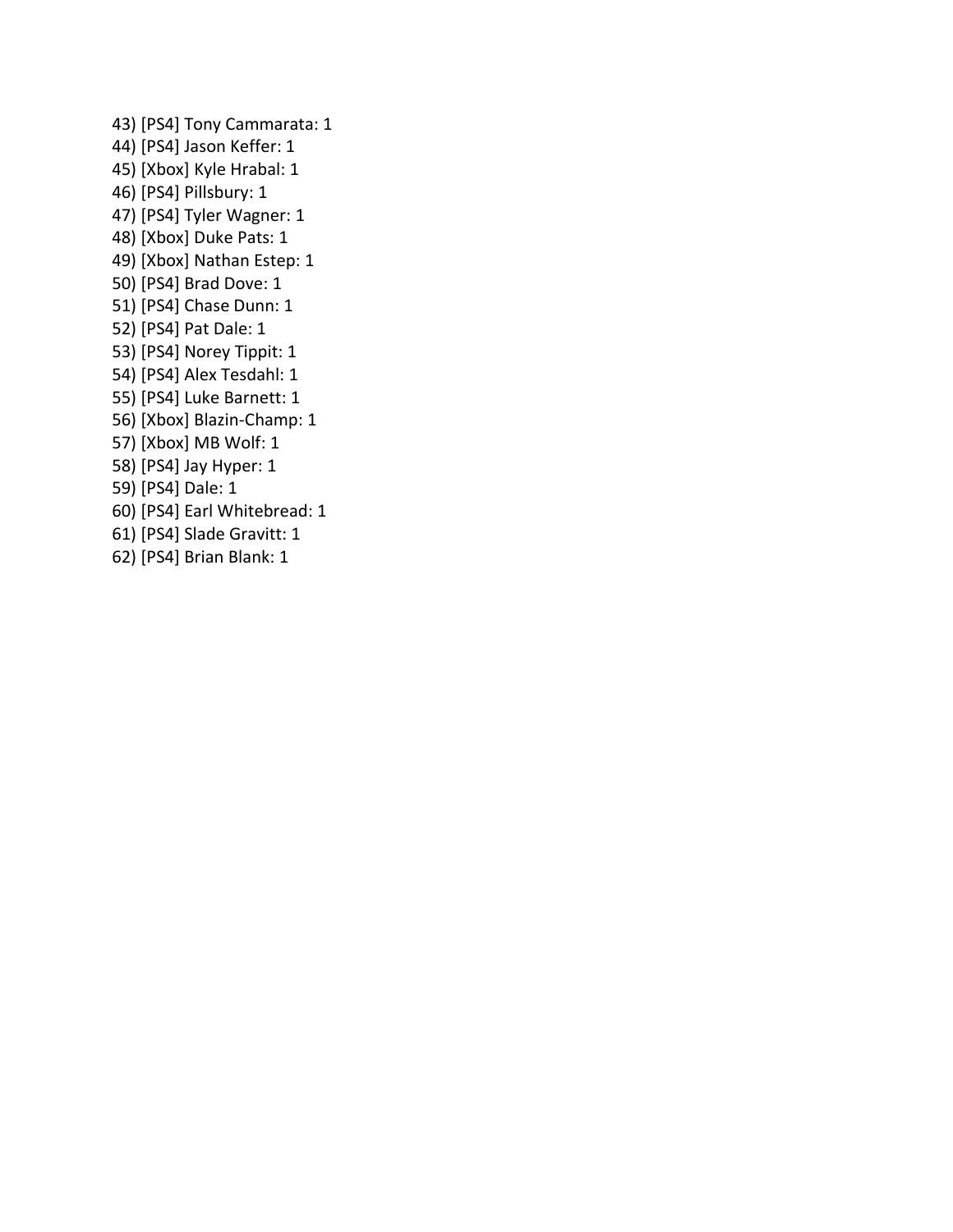43) [PS4] Tony Cammarata: 1
44) [PS4] Jason Keffer: 1
45) [Xbox] Kyle Hrabal: 1
46) [PS4] Pillsbury: 1
47) [PS4] Tyler Wagner: 1
48) [Xbox] Duke Pats: 1
49) [Xbox] Nathan Estep: 1
50) [PS4] Brad Dove: 1
51) [PS4] Chase Dunn: 1
52) [PS4] Pat Dale: 1
53) [PS4] Norey Tippit: 1
54) [PS4] Alex Tesdahl: 1
55) [PS4] Luke Barnett: 1
56) [Xbox] Blazin-Champ: 1
57) [Xbox] MB Wolf: 1
58) [PS4] Jay Hyper: 1
59) [PS4] Dale: 1
60) [PS4] Earl Whitebread: 1
61) [PS4] Slade Gravitt: 1
62) [PS4] Brian Blank: 1